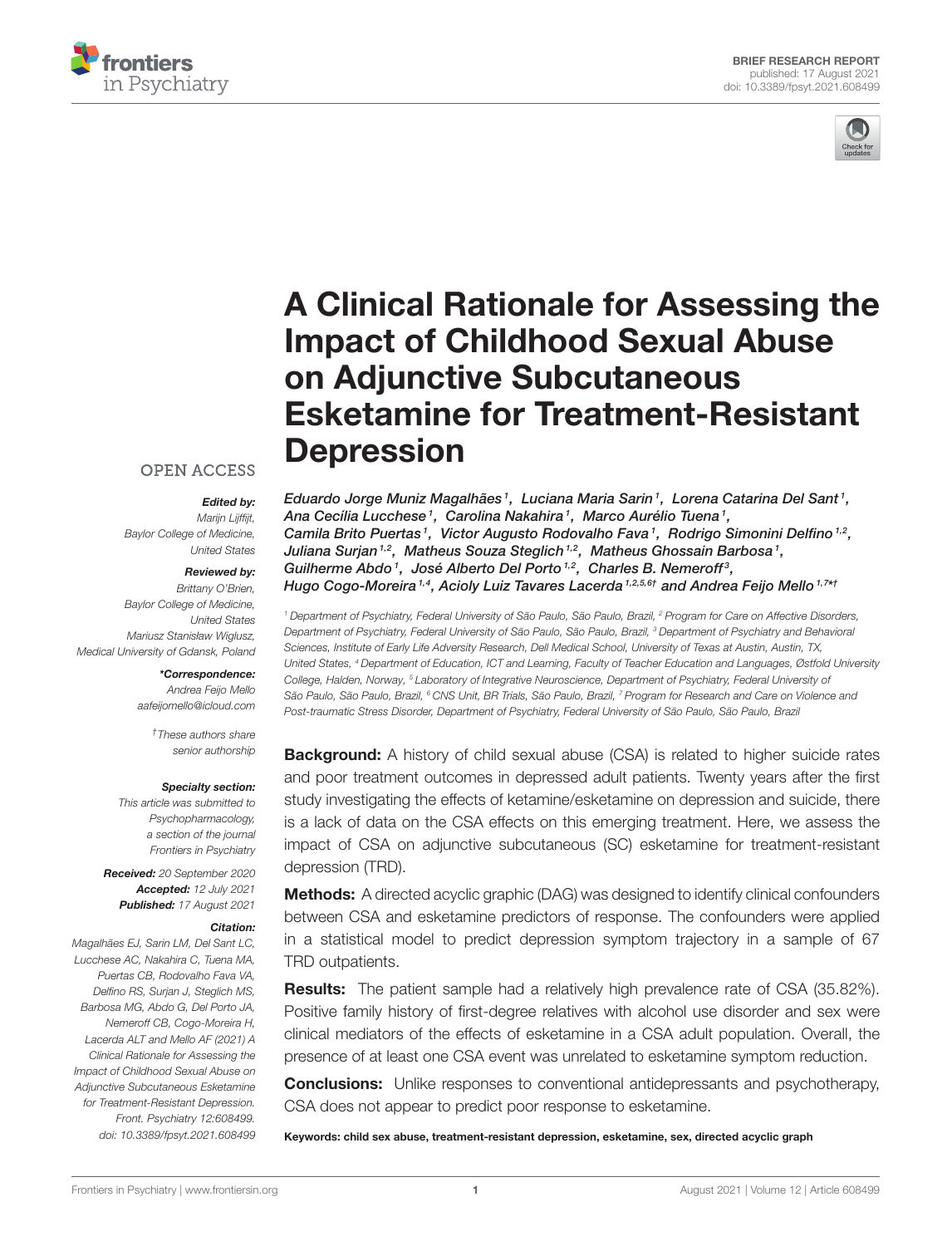BRIEF RESEARCH REPORT
published: 17 August 2021
doi: 10.3389/fpsyt.2021.608499

# A Clinical Rationale for Assessing the Impact of Childhood Sexual Abuse on Adjunctive Subcutaneous Esketamine for Treatment-Resistant Depression

*Eduardo Jorge Muniz Magalhães[1], Luciana Maria Sarin[1], Lorena Catarina Del Sant[1], Ana Cecília Lucchese[1], Carolina Nakahira[1], Marco Aurélio Tuena[1], Camila Brito Puertas[1], Victor Augusto Rodovalho Fava[1], Rodrigo Simonini Delfino[1,2], Juliana Surjan[1,2], Matheus Souza Steglich[1,2], Matheus Ghossain Barbosa[1], Guilherme Abdo[1], José Alberto Del Porto[1,2], Charles B. Nemeroff[3], Hugo Cogo-Moreira[1,4], Acioly Luiz Tavares Lacerda[1,2,5,6†] and Andrea Feijo Mello[1,7*†]*

[1] Department of Psychiatry, Federal University of São Paulo, São Paulo, Brazil, [2] Program for Care on Affective Disorders, Department of Psychiatry, Federal University of São Paulo, São Paulo, Brazil, [3] Department of Psychiatry and Behavioral Sciences, Institute of Early Life Adversity Research, Dell Medical School, University of Texas at Austin, Austin, TX, United States, [4] Department of Education, ICT and Learning, Faculty of Teacher Education and Languages, Østfold University College, Halden, Norway, [5] Laboratory of Integrative Neuroscience, Department of Psychiatry, Federal University of São Paulo, São Paulo, Brazil, [6] CNS Unit, BR Trials, São Paulo, Brazil, [7] Program for Research and Care on Violence and Post-traumatic Stress Disorder, Department of Psychiatry, Federal University of São Paulo, São Paulo, Brazil

OPEN ACCESS

***Edited by:***
Marijn Lijffijt,
Baylor College of Medicine,
United States

***Reviewed by:***
Brittany O'Brien,
Baylor College of Medicine,
United States
Mariusz Stanisław Wiglusz,
Medical University of Gdansk, Poland

***\*Correspondence:***
Andrea Feijo Mello
aafeijomello@icloud.com

†These authors share senior authorship

***Specialty section:***
This article was submitted to Psychopharmacology, a section of the journal Frontiers in Psychiatry

***Received:*** 20 September 2020
***Accepted:*** 12 July 2021
***Published:*** 17 August 2021

***Citation:***
Magalhães EJ, Sarin LM, Del Sant LC, Lucchese AC, Nakahira C, Tuena MA, Puertas CB, Rodovalho Fava VA, Delfino RS, Surjan J, Steglich MS, Barbosa MG, Abdo G, Del Porto JA, Nemeroff CB, Cogo-Moreira H, Lacerda ALT and Mello AF (2021) A Clinical Rationale for Assessing the Impact of Childhood Sexual Abuse on Adjunctive Subcutaneous Esketamine for Treatment-Resistant Depression. Front. Psychiatry 12:608499. doi: 10.3389/fpsyt.2021.608499

**Background:** A history of child sexual abuse (CSA) is related to higher suicide rates and poor treatment outcomes in depressed adult patients. Twenty years after the first study investigating the effects of ketamine/esketamine on depression and suicide, there is a lack of data on the CSA effects on this emerging treatment. Here, we assess the impact of CSA on adjunctive subcutaneous (SC) esketamine for treatment-resistant depression (TRD).

**Methods:** A directed acyclic graphic (DAG) was designed to identify clinical confounders between CSA and esketamine predictors of response. The confounders were applied in a statistical model to predict depression symptom trajectory in a sample of 67 TRD outpatients.

**Results:** The patient sample had a relatively high prevalence rate of CSA (35.82%). Positive family history of first-degree relatives with alcohol use disorder and sex were clinical mediators of the effects of esketamine in a CSA adult population. Overall, the presence of at least one CSA event was unrelated to esketamine symptom reduction.

**Conclusions:** Unlike responses to conventional antidepressants and psychotherapy, CSA does not appear to predict poor response to esketamine.

**Keywords: child sex abuse, treatment-resistant depression, esketamine, sex, directed acyclic graph**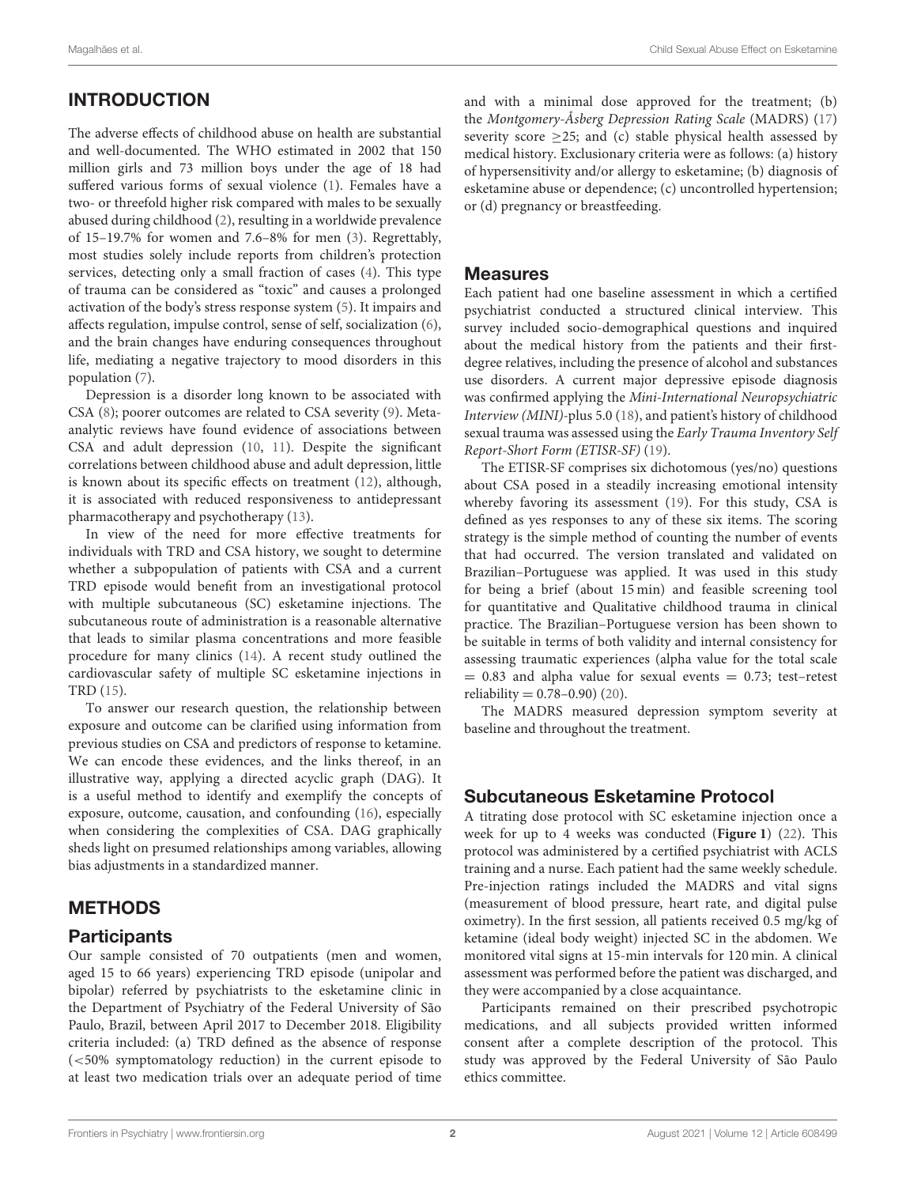## INTRODUCTION

The adverse effects of childhood abuse on health are substantial and well-documented. The WHO estimated in 2002 that 150 million girls and 73 million boys under the age of 18 had suffered various forms of sexual violence (1). Females have a two- or threefold higher risk compared with males to be sexually abused during childhood (2), resulting in a worldwide prevalence of 15–19.7% for women and 7.6–8% for men (3). Regrettably, most studies solely include reports from children's protection services, detecting only a small fraction of cases (4). This type of trauma can be considered as "toxic" and causes a prolonged activation of the body's stress response system (5). It impairs and affects regulation, impulse control, sense of self, socialization (6), and the brain changes have enduring consequences throughout life, mediating a negative trajectory to mood disorders in this population (7).

Depression is a disorder long known to be associated with CSA (8); poorer outcomes are related to CSA severity (9). Meta-analytic reviews have found evidence of associations between CSA and adult depression (10, 11). Despite the significant correlations between childhood abuse and adult depression, little is known about its specific effects on treatment (12), although, it is associated with reduced responsiveness to antidepressant pharmacotherapy and psychotherapy (13).

In view of the need for more effective treatments for individuals with TRD and CSA history, we sought to determine whether a subpopulation of patients with CSA and a current TRD episode would benefit from an investigational protocol with multiple subcutaneous (SC) esketamine injections. The subcutaneous route of administration is a reasonable alternative that leads to similar plasma concentrations and more feasible procedure for many clinics (14). A recent study outlined the cardiovascular safety of multiple SC esketamine injections in TRD (15).

To answer our research question, the relationship between exposure and outcome can be clarified using information from previous studies on CSA and predictors of response to ketamine. We can encode these evidences, and the links thereof, in an illustrative way, applying a directed acyclic graph (DAG). It is a useful method to identify and exemplify the concepts of exposure, outcome, causation, and confounding (16), especially when considering the complexities of CSA. DAG graphically sheds light on presumed relationships among variables, allowing bias adjustments in a standardized manner.

## METHODS

### Participants

Our sample consisted of 70 outpatients (men and women, aged 15 to 66 years) experiencing TRD episode (unipolar and bipolar) referred by psychiatrists to the esketamine clinic in the Department of Psychiatry of the Federal University of São Paulo, Brazil, between April 2017 to December 2018. Eligibility criteria included: (a) TRD defined as the absence of response (<50% symptomatology reduction) in the current episode to at least two medication trials over an adequate period of time and with a minimal dose approved for the treatment; (b) the *Montgomery-Åsberg Depression Rating Scale* (MADRS) (17) severity score ≥25; and (c) stable physical health assessed by medical history. Exclusionary criteria were as follows: (a) history of hypersensitivity and/or allergy to esketamine; (b) diagnosis of esketamine abuse or dependence; (c) uncontrolled hypertension; or (d) pregnancy or breastfeeding.

### Measures

Each patient had one baseline assessment in which a certified psychiatrist conducted a structured clinical interview. This survey included socio-demographical questions and inquired about the medical history from the patients and their first-degree relatives, including the presence of alcohol and substances use disorders. A current major depressive episode diagnosis was confirmed applying the *Mini-International Neuropsychiatric Interview (MINI)*-plus 5.0 (18), and patient's history of childhood sexual trauma was assessed using the *Early Trauma Inventory Self Report-Short Form (ETISR-SF)* (19).

The ETISR-SF comprises six dichotomous (yes/no) questions about CSA posed in a steadily increasing emotional intensity whereby favoring its assessment (19). For this study, CSA is defined as yes responses to any of these six items. The scoring strategy is the simple method of counting the number of events that had occurred. The version translated and validated on Brazilian–Portuguese was applied. It was used in this study for being a brief (about 15 min) and feasible screening tool for quantitative and Qualitative childhood trauma in clinical practice. The Brazilian–Portuguese version has been shown to be suitable in terms of both validity and internal consistency for assessing traumatic experiences (alpha value for the total scale = 0.83 and alpha value for sexual events = 0.73; test–retest reliability = 0.78–0.90) (20).

The MADRS measured depression symptom severity at baseline and throughout the treatment.

### Subcutaneous Esketamine Protocol

A titrating dose protocol with SC esketamine injection once a week for up to 4 weeks was conducted (**Figure 1**) (22). This protocol was administered by a certified psychiatrist with ACLS training and a nurse. Each patient had the same weekly schedule. Pre-injection ratings included the MADRS and vital signs (measurement of blood pressure, heart rate, and digital pulse oximetry). In the first session, all patients received 0.5 mg/kg of ketamine (ideal body weight) injected SC in the abdomen. We monitored vital signs at 15-min intervals for 120 min. A clinical assessment was performed before the patient was discharged, and they were accompanied by a close acquaintance.

Participants remained on their prescribed psychotropic medications, and all subjects provided written informed consent after a complete description of the protocol. This study was approved by the Federal University of São Paulo ethics committee.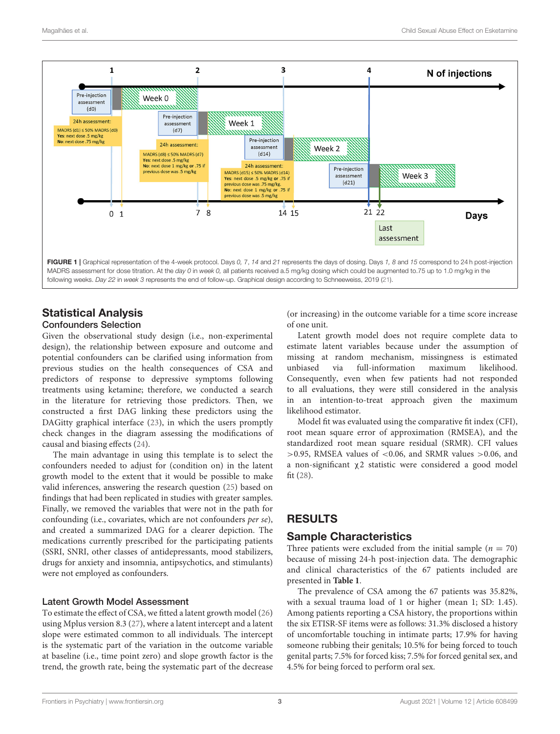**FIGURE 1** | Graphical representation of the 4-week protocol. Days *0, 7, 14* and *21* represents the days of dosing. Days *1, 8* and *15* correspond to 24 h post-injection MADRS assessment for dose titration. At the *day 0* in *week 0,* all patients received a.5 mg/kg dosing which could be augmented to.75 up to 1.0 mg/kg in the following weeks. *Day 22* in *week 3* represents the end of follow-up. Graphical design according to Schneeweiss, 2019 (21).

## Statistical Analysis

### Confounders Selection

Given the observational study design (i.e., non-experimental design), the relationship between exposure and outcome and potential confounders can be clarified using information from previous studies on the health consequences of CSA and predictors of response to depressive symptoms following treatments using ketamine; therefore, we conducted a search in the literature for retrieving those predictors. Then, we constructed a first DAG linking these predictors using the DAGitty graphical interface (23), in which the users promptly check changes in the diagram assessing the modifications of causal and biasing effects (24).

The main advantage in using this template is to select the confounders needed to adjust for (condition on) in the latent growth model to the extent that it would be possible to make valid inferences, answering the research question (25) based on findings that had been replicated in studies with greater samples. Finally, we removed the variables that were not in the path for confounding (i.e., covariates, which are not confounders *per se*), and created a summarized DAG for a clearer depiction. The medications currently prescribed for the participating patients (SSRI, SNRI, other classes of antidepressants, mood stabilizers, drugs for anxiety and insomnia, antipsychotics, and stimulants) were not employed as confounders.

### Latent Growth Model Assessment

To estimate the effect of CSA, we fitted a latent growth model (26) using Mplus version 8.3 (27), where a latent intercept and a latent slope were estimated common to all individuals. The intercept is the systematic part of the variation in the outcome variable at baseline (i.e., time point zero) and slope growth factor is the trend, the growth rate, being the systematic part of the decrease (or increasing) in the outcome variable for a time score increase of one unit.

Latent growth model does not require complete data to estimate latent variables because under the assumption of missing at random mechanism, missingness is estimated unbiased via full-information maximum likelihood. Consequently, even when few patients had not responded to all evaluations, they were still considered in the analysis in an intention-to-treat approach given the maximum likelihood estimator.

Model fit was evaluated using the comparative fit index (CFI), root mean square error of approximation (RMSEA), and the standardized root mean square residual (SRMR). CFI values >0.95, RMSEA values of <0.06, and SRMR values >0.06, and a non-significant $\chi 2$ statistic were considered a good model fit (28).

# RESULTS

## Sample Characteristics

Three patients were excluded from the initial sample ($n = 70$) because of missing 24-h post-injection data. The demographic and clinical characteristics of the 67 patients included are presented in **Table 1**.

The prevalence of CSA among the 67 patients was 35.82%, with a sexual trauma load of 1 or higher (mean 1; SD: 1.45). Among patients reporting a CSA history, the proportions within the six ETISR-SF items were as follows: 31.3% disclosed a history of uncomfortable touching in intimate parts; 17.9% for having someone rubbing their genitals; 10.5% for being forced to touch genital parts; 7.5% for forced kiss; 7.5% for forced genital sex, and 4.5% for being forced to perform oral sex.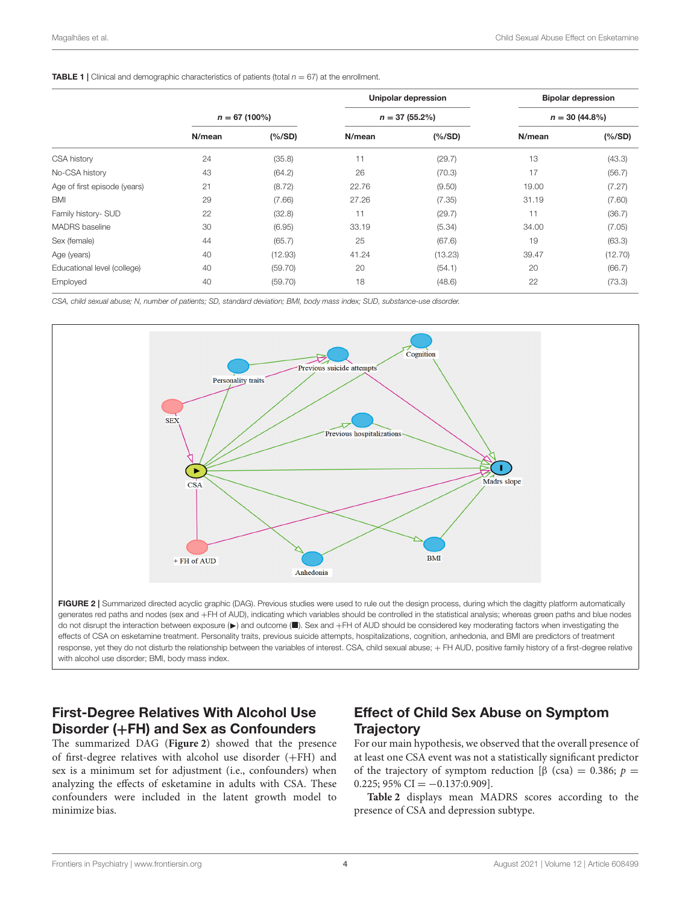**TABLE 1** | Clinical and demographic characteristics of patients (total $n = 67$) at the enrollment.

| | $n = 67$ (100%) | | Unipolar depression $n = 37$ (55.2%) | | Bipolar depression $n = 30$ (44.8%) | |
|---|---|---|---|---|---|---|
| | N/mean | (%/SD) | N/mean | (%/SD) | N/mean | (%/SD) |
| CSA history | 24 | (35.8) | 11 | (29.7) | 13 | (43.3) |
| No-CSA history | 43 | (64.2) | 26 | (70.3) | 17 | (56.7) |
| Age of first episode (years) | 21 | (8.72) | 22.76 | (9.50) | 19.00 | (7.27) |
| BMI | 29 | (7.66) | 27.26 | (7.35) | 31.19 | (7.60) |
| Family history- SUD | 22 | (32.8) | 11 | (29.7) | 11 | (36.7) |
| MADRS baseline | 30 | (6.95) | 33.19 | (5.34) | 34.00 | (7.05) |
| Sex (female) | 44 | (65.7) | 25 | (67.6) | 19 | (63.3) |
| Age (years) | 40 | (12.93) | 41.24 | (13.23) | 39.47 | (12.70) |
| Educational level (college) | 40 | (59.70) | 20 | (54.1) | 20 | (66.7) |
| Employed | 40 | (59.70) | 18 | (48.6) | 22 | (73.3) |

*CSA, child sexual abuse; N, number of patients; SD, standard deviation; BMI, body mass index; SUD, substance-use disorder.*

**FIGURE 2** | Summarized directed acyclic graphic (DAG). Previous studies were used to rule out the design process, during which the dagitty platform automatically generates red paths and nodes (sex and +FH of AUD), indicating which variables should be controlled in the statistical analysis; whereas green paths and blue nodes do not disrupt the interaction between exposure (▶) and outcome (■). Sex and +FH of AUD should be considered key moderating factors when investigating the effects of CSA on esketamine treatment. Personality traits, previous suicide attempts, hospitalizations, cognition, anhedonia, and BMI are predictors of treatment response, yet they do not disturb the relationship between the variables of interest. CSA, child sexual abuse; + FH AUD, positive family history of a first-degree relative with alcohol use disorder; BMI, body mass index.

## First-Degree Relatives With Alcohol Use Disorder (+FH) and Sex as Confounders

The summarized DAG (**Figure 2**) showed that the presence of first-degree relatives with alcohol use disorder (+FH) and sex is a minimum set for adjustment (i.e., confounders) when analyzing the effects of esketamine in adults with CSA. These confounders were included in the latent growth model to minimize bias.

## Effect of Child Sex Abuse on Symptom Trajectory

For our main hypothesis, we observed that the overall presence of at least one CSA event was not a statistically significant predictor of the trajectory of symptom reduction [$\beta$ (csa) = 0.386; $p$ = 0.225; 95% CI = −0.137:0.909].

**Table 2** displays mean MADRS scores according to the presence of CSA and depression subtype.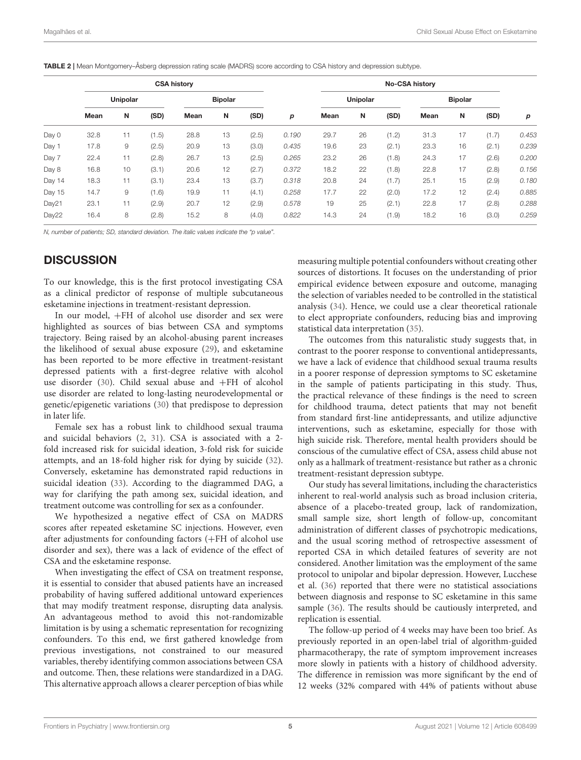**TABLE 2** | Mean Montgomery–Åsberg depression rating scale (MADRS) score according to CSA history and depression subtype.

| | CSA history | | | | | | | No-CSA history | | | | | | |
|---|---|---|---|---|---|---|---|---|---|---|---|---|---|---|
| | Unipolar | | | Bipolar | | | | Unipolar | | | Bipolar | | | |
| | Mean | N | (SD) | Mean | N | (SD) | *p* | Mean | N | (SD) | Mean | N | (SD) | *p* |
| Day 0 | 32.8 | 11 | (1.5) | 28.8 | 13 | (2.5) | *0.190* | 29.7 | 26 | (1.2) | 31.3 | 17 | (1.7) | *0.453* |
| Day 1 | 17.8 | 9 | (2.5) | 20.9 | 13 | (3.0) | *0.435* | 19.6 | 23 | (2.1) | 23.3 | 16 | (2.1) | *0.239* |
| Day 7 | 22.4 | 11 | (2.8) | 26.7 | 13 | (2.5) | *0.265* | 23.2 | 26 | (1.8) | 24.3 | 17 | (2.6) | *0.200* |
| Day 8 | 16.8 | 10 | (3.1) | 20.6 | 12 | (2.7) | *0.372* | 18.2 | 22 | (1.8) | 22.8 | 17 | (2.8) | *0.156* |
| Day 14 | 18.3 | 11 | (3.1) | 23.4 | 13 | (3.7) | *0.318* | 20.8 | 24 | (1.7) | 25.1 | 15 | (2.9) | *0.180* |
| Day 15 | 14.7 | 9 | (1.6) | 19.9 | 11 | (4.1) | *0.258* | 17.7 | 22 | (2.0) | 17.2 | 12 | (2.4) | *0.885* |
| Day21 | 23.1 | 11 | (2.9) | 20.7 | 12 | (2.9) | *0.578* | 19 | 25 | (2.1) | 22.8 | 17 | (2.8) | *0.288* |
| Day22 | 16.4 | 8 | (2.8) | 15.2 | 8 | (4.0) | *0.822* | 14.3 | 24 | (1.9) | 18.2 | 16 | (3.0) | *0.259* |

*N, number of patients; SD, standard deviation. The italic values indicate the "p value".*

## DISCUSSION

To our knowledge, this is the first protocol investigating CSA as a clinical predictor of response of multiple subcutaneous esketamine injections in treatment-resistant depression.

In our model, +FH of alcohol use disorder and sex were highlighted as sources of bias between CSA and symptoms trajectory. Being raised by an alcohol-abusing parent increases the likelihood of sexual abuse exposure (29), and esketamine has been reported to be more effective in treatment-resistant depressed patients with a first-degree relative with alcohol use disorder (30). Child sexual abuse and +FH of alcohol use disorder are related to long-lasting neurodevelopmental or genetic/epigenetic variations (30) that predispose to depression in later life.

Female sex has a robust link to childhood sexual trauma and suicidal behaviors (2, 31). CSA is associated with a 2-fold increased risk for suicidal ideation, 3-fold risk for suicide attempts, and an 18-fold higher risk for dying by suicide (32). Conversely, esketamine has demonstrated rapid reductions in suicidal ideation (33). According to the diagrammed DAG, a way for clarifying the path among sex, suicidal ideation, and treatment outcome was controlling for sex as a confounder.

We hypothesized a negative effect of CSA on MADRS scores after repeated esketamine SC injections. However, even after adjustments for confounding factors (+FH of alcohol use disorder and sex), there was a lack of evidence of the effect of CSA and the esketamine response.

When investigating the effect of CSA on treatment response, it is essential to consider that abused patients have an increased probability of having suffered additional untoward experiences that may modify treatment response, disrupting data analysis. An advantageous method to avoid this not-randomizable limitation is by using a schematic representation for recognizing confounders. To this end, we first gathered knowledge from previous investigations, not constrained to our measured variables, thereby identifying common associations between CSA and outcome. Then, these relations were standardized in a DAG. This alternative approach allows a clearer perception of bias while measuring multiple potential confounders without creating other sources of distortions. It focuses on the understanding of prior empirical evidence between exposure and outcome, managing the selection of variables needed to be controlled in the statistical analysis (34). Hence, we could use a clear theoretical rationale to elect appropriate confounders, reducing bias and improving statistical data interpretation (35).

The outcomes from this naturalistic study suggests that, in contrast to the poorer response to conventional antidepressants, we have a lack of evidence that childhood sexual trauma results in a poorer response of depression symptoms to SC esketamine in the sample of patients participating in this study. Thus, the practical relevance of these findings is the need to screen for childhood trauma, detect patients that may not benefit from standard first-line antidepressants, and utilize adjunctive interventions, such as esketamine, especially for those with high suicide risk. Therefore, mental health providers should be conscious of the cumulative effect of CSA, assess child abuse not only as a hallmark of treatment-resistance but rather as a chronic treatment-resistant depression subtype.

Our study has several limitations, including the characteristics inherent to real-world analysis such as broad inclusion criteria, absence of a placebo-treated group, lack of randomization, small sample size, short length of follow-up, concomitant administration of different classes of psychotropic medications, and the usual scoring method of retrospective assessment of reported CSA in which detailed features of severity are not considered. Another limitation was the employment of the same protocol to unipolar and bipolar depression. However, Lucchese et al. (36) reported that there were no statistical associations between diagnosis and response to SC esketamine in this same sample (36). The results should be cautiously interpreted, and replication is essential.

The follow-up period of 4 weeks may have been too brief. As previously reported in an open-label trial of algorithm-guided pharmacotherapy, the rate of symptom improvement increases more slowly in patients with a history of childhood adversity. The difference in remission was more significant by the end of 12 weeks (32% compared with 44% of patients without abuse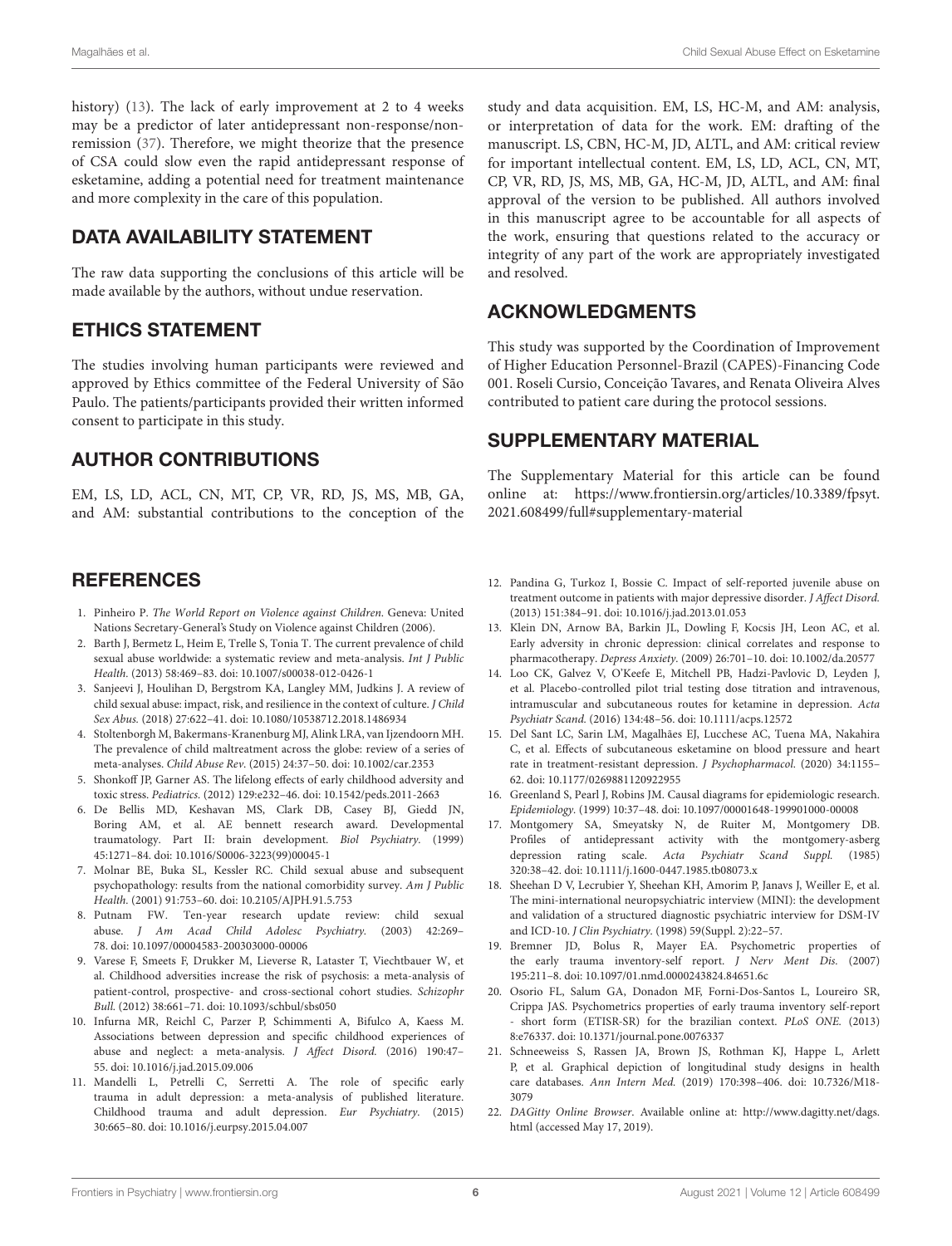history) (13). The lack of early improvement at 2 to 4 weeks may be a predictor of later antidepressant non-response/non-remission (37). Therefore, we might theorize that the presence of CSA could slow even the rapid antidepressant response of esketamine, adding a potential need for treatment maintenance and more complexity in the care of this population.

## DATA AVAILABILITY STATEMENT

The raw data supporting the conclusions of this article will be made available by the authors, without undue reservation.

## ETHICS STATEMENT

The studies involving human participants were reviewed and approved by Ethics committee of the Federal University of São Paulo. The patients/participants provided their written informed consent to participate in this study.

## AUTHOR CONTRIBUTIONS

EM, LS, LD, ACL, CN, MT, CP, VR, RD, JS, MS, MB, GA, and AM: substantial contributions to the conception of the study and data acquisition. EM, LS, HC-M, and AM: analysis, or interpretation of data for the work. EM: drafting of the manuscript. LS, CBN, HC-M, JD, ALTL, and AM: critical review for important intellectual content. EM, LS, LD, ACL, CN, MT, CP, VR, RD, JS, MS, MB, GA, HC-M, JD, ALTL, and AM: final approval of the version to be published. All authors involved in this manuscript agree to be accountable for all aspects of the work, ensuring that questions related to the accuracy or integrity of any part of the work are appropriately investigated and resolved.

## ACKNOWLEDGMENTS

This study was supported by the Coordination of Improvement of Higher Education Personnel-Brazil (CAPES)-Financing Code 001. Roseli Cursio, Conceição Tavares, and Renata Oliveira Alves contributed to patient care during the protocol sessions.

## SUPPLEMENTARY MATERIAL

The Supplementary Material for this article can be found online at: https://www.frontiersin.org/articles/10.3389/fpsyt.2021.608499/full#supplementary-material

## REFERENCES

1. Pinheiro P. *The World Report on Violence against Children*. Geneva: United Nations Secretary-General's Study on Violence against Children (2006).
2. Barth J, Bermetz L, Heim E, Trelle S, Tonia T. The current prevalence of child sexual abuse worldwide: a systematic review and meta-analysis. *Int J Public Health*. (2013) 58:469–83. doi: 10.1007/s00038-012-0426-1
3. Sanjeevi J, Houlihan D, Bergstrom KA, Langley MM, Judkins J. A review of child sexual abuse: impact, risk, and resilience in the context of culture. *J Child Sex Abus*. (2018) 27:622–41. doi: 10.1080/10538712.2018.1486934
4. Stoltenborgh M, Bakermans-Kranenburg MJ, Alink LRA, van Ijzendoorn MH. The prevalence of child maltreatment across the globe: review of a series of meta-analyses. *Child Abuse Rev*. (2015) 24:37–50. doi: 10.1002/car.2353
5. Shonkoff JP, Garner AS. The lifelong effects of early childhood adversity and toxic stress. *Pediatrics*. (2012) 129:e232–46. doi: 10.1542/peds.2011-2663
6. De Bellis MD, Keshavan MS, Clark DB, Casey BJ, Giedd JN, Boring AM, et al. AE bennett research award. Developmental traumatology. Part II: brain development. *Biol Psychiatry*. (1999) 45:1271–84. doi: 10.1016/S0006-3223(99)00045-1
7. Molnar BE, Buka SL, Kessler RC. Child sexual abuse and subsequent psychopathology: results from the national comorbidity survey. *Am J Public Health*. (2001) 91:753–60. doi: 10.2105/AJPH.91.5.753
8. Putnam FW. Ten-year research update review: child sexual abuse. *J Am Acad Child Adolesc Psychiatry*. (2003) 42:269–78. doi: 10.1097/00004583-200303000-00006
9. Varese F, Smeets F, Drukker M, Lieverse R, Lataster T, Viechtbauer W, et al. Childhood adversities increase the risk of psychosis: a meta-analysis of patient-control, prospective- and cross-sectional cohort studies. *Schizophr Bull*. (2012) 38:661–71. doi: 10.1093/schbul/sbs050
10. Infurna MR, Reichl C, Parzer P, Schimmenti A, Bifulco A, Kaess M. Associations between depression and specific childhood experiences of abuse and neglect: a meta-analysis. *J Affect Disord*. (2016) 190:47–55. doi: 10.1016/j.jad.2015.09.006
11. Mandelli L, Petrelli C, Serretti A. The role of specific early trauma in adult depression: a meta-analysis of published literature. Childhood trauma and adult depression. *Eur Psychiatry*. (2015) 30:665–80. doi: 10.1016/j.eurpsy.2015.04.007
12. Pandina G, Turkoz I, Bossie C. Impact of self-reported juvenile abuse on treatment outcome in patients with major depressive disorder. *J Affect Disord*. (2013) 151:384–91. doi: 10.1016/j.jad.2013.01.053
13. Klein DN, Arnow BA, Barkin JL, Dowling F, Kocsis JH, Leon AC, et al. Early adversity in chronic depression: clinical correlates and response to pharmacotherapy. *Depress Anxiety*. (2009) 26:701–10. doi: 10.1002/da.20577
14. Loo CK, Galvez V, O'Keefe E, Mitchell PB, Hadzi-Pavlovic D, Leyden J, et al. Placebo-controlled pilot trial testing dose titration and intravenous, intramuscular and subcutaneous routes for ketamine in depression. *Acta Psychiatr Scand*. (2016) 134:48–56. doi: 10.1111/acps.12572
15. Del Sant LC, Sarin LM, Magalhães EJ, Lucchese AC, Tuena MA, Nakahira C, et al. Effects of subcutaneous esketamine on blood pressure and heart rate in treatment-resistant depression. *J Psychopharmacol*. (2020) 34:1155–62. doi: 10.1177/0269881120922955
16. Greenland S, Pearl J, Robins JM. Causal diagrams for epidemiologic research. *Epidemiology*. (1999) 10:37–48. doi: 10.1097/00001648-199901000-00008
17. Montgomery SA, Smeyatsky N, de Ruiter M, Montgomery DB. Profiles of antidepressant activity with the montgomery-asberg depression rating scale. *Acta Psychiatr Scand Suppl*. (1985) 320:38–42. doi: 10.1111/j.1600-0447.1985.tb08073.x
18. Sheehan D V, Lecrubier Y, Sheehan KH, Amorim P, Janavs J, Weiller E, et al. The mini-international neuropsychiatric interview (MINI): the development and validation of a structured diagnostic psychiatric interview for DSM-IV and ICD-10. *J Clin Psychiatry*. (1998) 59(Suppl. 2):22–57.
19. Bremner JD, Bolus R, Mayer EA. Psychometric properties of the early trauma inventory-self report. *J Nerv Ment Dis*. (2007) 195:211–8. doi: 10.1097/01.nmd.0000243824.84651.6c
20. Osorio FL, Salum GA, Donadon MF, Forni-Dos-Santos L, Loureiro SR, Crippa JAS. Psychometrics properties of early trauma inventory self-report - short form (ETISR-SR) for the brazilian context. *PLoS ONE*. (2013) 8:e76337. doi: 10.1371/journal.pone.0076337
21. Schneeweiss S, Rassen JA, Brown JS, Rothman KJ, Happe L, Arlett P, et al. Graphical depiction of longitudinal study designs in health care databases. *Ann Intern Med*. (2019) 170:398–406. doi: 10.7326/M18-3079
22. *DAGitty Online Browser*. Available online at: http://www.dagitty.net/dags.html (accessed May 17, 2019).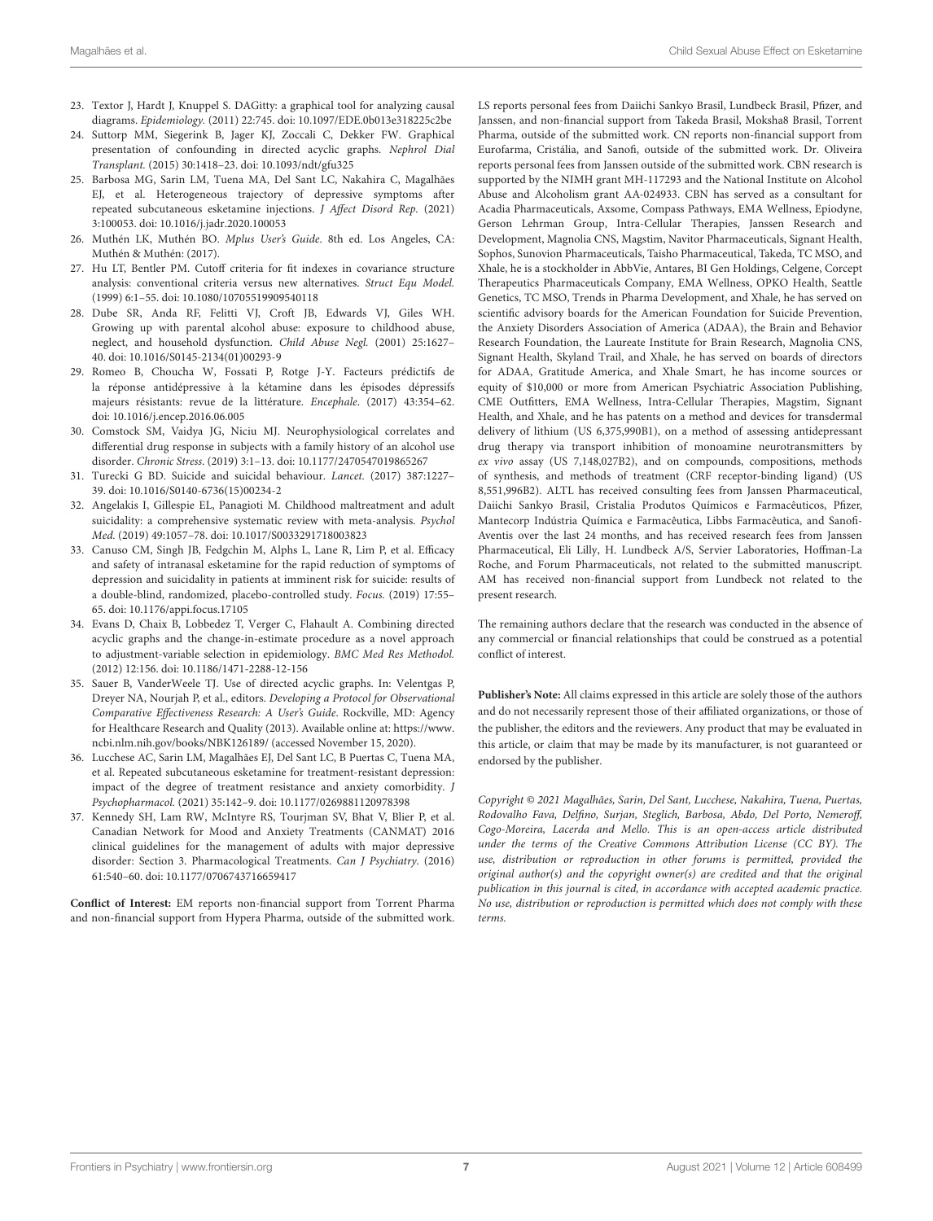23. Textor J, Hardt J, Knuppel S. DAGitty: a graphical tool for analyzing causal diagrams. *Epidemiology*. (2011) 22:745. doi: 10.1097/EDE.0b013e318225c2be
24. Suttorp MM, Siegerink B, Jager KJ, Zoccali C, Dekker FW. Graphical presentation of confounding in directed acyclic graphs. *Nephrol Dial Transplant*. (2015) 30:1418–23. doi: 10.1093/ndt/gfu325
25. Barbosa MG, Sarin LM, Tuena MA, Del Sant LC, Nakahira C, Magalhães EJ, et al. Heterogeneous trajectory of depressive symptoms after repeated subcutaneous esketamine injections. *J Affect Disord Rep*. (2021) 3:100053. doi: 10.1016/j.jadr.2020.100053
26. Muthén LK, Muthén BO. *Mplus User's Guide*. 8th ed. Los Angeles, CA: Muthén & Muthén: (2017).
27. Hu LT, Bentler PM. Cutoff criteria for fit indexes in covariance structure analysis: conventional criteria versus new alternatives. *Struct Equ Model*. (1999) 6:1–55. doi: 10.1080/10705519909540118
28. Dube SR, Anda RF, Felitti VJ, Croft JB, Edwards VJ, Giles WH. Growing up with parental alcohol abuse: exposure to childhood abuse, neglect, and household dysfunction. *Child Abuse Negl*. (2001) 25:1627–40. doi: 10.1016/S0145-2134(01)00293-9
29. Romeo B, Choucha W, Fossati P, Rotge J-Y. Facteurs prédictifs de la réponse antidépressive à la kétamine dans les épisodes dépressifs majeurs résistants: revue de la littérature. *Encephale*. (2017) 43:354–62. doi: 10.1016/j.encep.2016.06.005
30. Comstock SM, Vaidya JG, Niciu MJ. Neurophysiological correlates and differential drug response in subjects with a family history of an alcohol use disorder. *Chronic Stress*. (2019) 3:1–13. doi: 10.1177/2470547019865267
31. Turecki G BD. Suicide and suicidal behaviour. *Lancet*. (2017) 387:1227–39. doi: 10.1016/S0140-6736(15)00234-2
32. Angelakis I, Gillespie EL, Panagioti M. Childhood maltreatment and adult suicidality: a comprehensive systematic review with meta-analysis. *Psychol Med*. (2019) 49:1057–78. doi: 10.1017/S0033291718003823
33. Canuso CM, Singh JB, Fedgchin M, Alphs L, Lane R, Lim P, et al. Efficacy and safety of intranasal esketamine for the rapid reduction of symptoms of depression and suicidality in patients at imminent risk for suicide: results of a double-blind, randomized, placebo-controlled study. *Focus*. (2019) 17:55–65. doi: 10.1176/appi.focus.17105
34. Evans D, Chaix B, Lobbedez T, Verger C, Flahault A. Combining directed acyclic graphs and the change-in-estimate procedure as a novel approach to adjustment-variable selection in epidemiology. *BMC Med Res Methodol*. (2012) 12:156. doi: 10.1186/1471-2288-12-156
35. Sauer B, VanderWeele TJ. Use of directed acyclic graphs. In: Velentgas P, Dreyer NA, Nourjah P, et al., editors. *Developing a Protocol for Observational Comparative Effectiveness Research: A User's Guide*. Rockville, MD: Agency for Healthcare Research and Quality (2013). Available online at: https://www.ncbi.nlm.nih.gov/books/NBK126189/ (accessed November 15, 2020).
36. Lucchese AC, Sarin LM, Magalhães EJ, Del Sant LC, B Puertas C, Tuena MA, et al. Repeated subcutaneous esketamine for treatment-resistant depression: impact of the degree of treatment resistance and anxiety comorbidity. *J Psychopharmacol*. (2021) 35:142–9. doi: 10.1177/0269881120978398
37. Kennedy SH, Lam RW, McIntyre RS, Tourjman SV, Bhat V, Blier P, et al. Canadian Network for Mood and Anxiety Treatments (CANMAT) 2016 clinical guidelines for the management of adults with major depressive disorder: Section 3. Pharmacological Treatments. *Can J Psychiatry*. (2016) 61:540–60. doi: 10.1177/0706743716659417

**Conflict of Interest:** EM reports non-financial support from Torrent Pharma and non-financial support from Hypera Pharma, outside of the submitted work. LS reports personal fees from Daiichi Sankyo Brasil, Lundbeck Brasil, Pfizer, and Janssen, and non-financial support from Takeda Brasil, Moksha8 Brasil, Torrent Pharma, outside of the submitted work. CN reports non-financial support from Eurofarma, Cristália, and Sanofi, outside of the submitted work. Dr. Oliveira reports personal fees from Janssen outside of the submitted work. CBN research is supported by the NIMH grant MH-117293 and the National Institute on Alcohol Abuse and Alcoholism grant AA-024933. CBN has served as a consultant for Acadia Pharmaceuticals, Axsome, Compass Pathways, EMA Wellness, Epiodyne, Gerson Lehrman Group, Intra-Cellular Therapies, Janssen Research and Development, Magnolia CNS, Magstim, Navitor Pharmaceuticals, Signant Health, Sophos, Sunovion Pharmaceuticals, Taisho Pharmaceutical, Takeda, TC MSO, and Xhale, he is a stockholder in AbbVie, Antares, BI Gen Holdings, Celgene, Corcept Therapeutics Pharmaceuticals Company, EMA Wellness, OPKO Health, Seattle Genetics, TC MSO, Trends in Pharma Development, and Xhale, he has served on scientific advisory boards for the American Foundation for Suicide Prevention, the Anxiety Disorders Association of America (ADAA), the Brain and Behavior Research Foundation, the Laureate Institute for Brain Research, Magnolia CNS, Signant Health, Skyland Trail, and Xhale, he has served on boards of directors for ADAA, Gratitude America, and Xhale Smart, he has income sources or equity of $10,000 or more from American Psychiatric Association Publishing, CME Outfitters, EMA Wellness, Intra-Cellular Therapies, Magstim, Signant Health, and Xhale, and he has patents on a method and devices for transdermal delivery of lithium (US 6,375,990B1), on a method of assessing antidepressant drug therapy via transport inhibition of monoamine neurotransmitters by *ex vivo* assay (US 7,148,027B2), and on compounds, compositions, methods of synthesis, and methods of treatment (CRF receptor-binding ligand) (US 8,551,996B2). ALTL has received consulting fees from Janssen Pharmaceutical, Daiichi Sankyo Brasil, Cristalia Produtos Químicos e Farmacêuticos, Pfizer, Mantecorp Indústria Química e Farmacêutica, Libbs Farmacêutica, and Sanofi-Aventis over the last 24 months, and has received research fees from Janssen Pharmaceutical, Eli Lilly, H. Lundbeck A/S, Servier Laboratories, Hoffman-La Roche, and Forum Pharmaceuticals, not related to the submitted manuscript. AM has received non-financial support from Lundbeck not related to the present research.

The remaining authors declare that the research was conducted in the absence of any commercial or financial relationships that could be construed as a potential conflict of interest.

**Publisher's Note:** All claims expressed in this article are solely those of the authors and do not necessarily represent those of their affiliated organizations, or those of the publisher, the editors and the reviewers. Any product that may be evaluated in this article, or claim that may be made by its manufacturer, is not guaranteed or endorsed by the publisher.

*Copyright © 2021 Magalhães, Sarin, Del Sant, Lucchese, Nakahira, Tuena, Puertas, Rodovalho Fava, Delfino, Surjan, Steglich, Barbosa, Abdo, Del Porto, Nemeroff, Cogo-Moreira, Lacerda and Mello. This is an open-access article distributed under the terms of the Creative Commons Attribution License (CC BY). The use, distribution or reproduction in other forums is permitted, provided the original author(s) and the copyright owner(s) are credited and that the original publication in this journal is cited, in accordance with accepted academic practice. No use, distribution or reproduction is permitted which does not comply with these terms.*